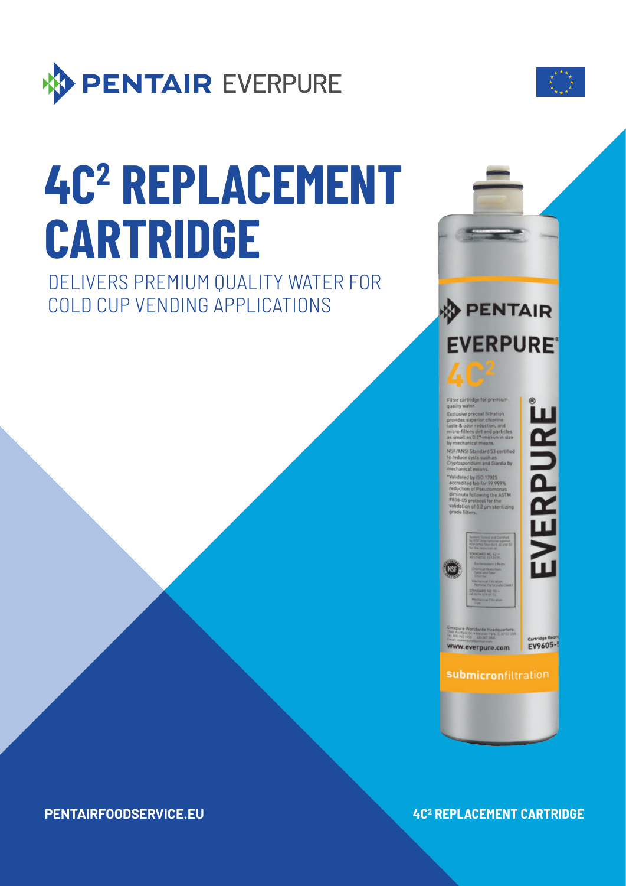# $4C^2$ REPLACEMENT CARTRIDGE

DELIVERS PREMIUM QUALITY WATER FOR COLD CUP VENDING APPLICATIONS

PENTAIRFOODSERVICE.EU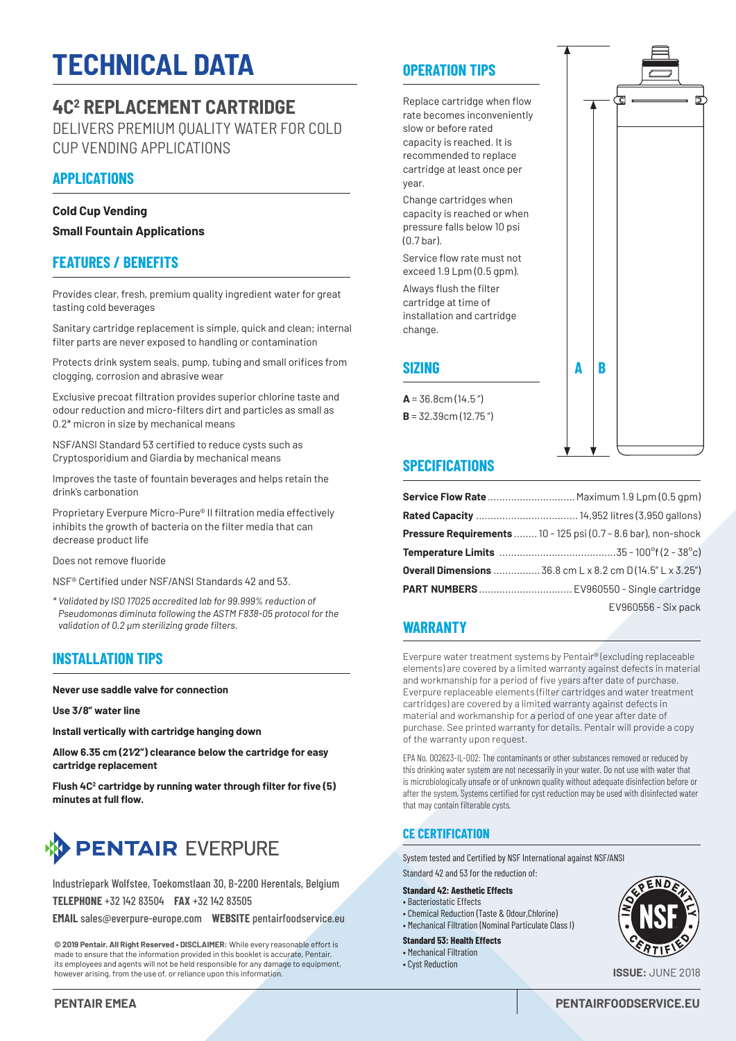# TECHNICAL DATA

## 4C² REPLACEMENT CARTRIDGE

DELIVERS PREMIUM QUALITY WATER FOR COLD CUP VENDING APPLICATIONS

### APPLICATIONS

**Cold Cup Vending**

**Small Fountain Applications**

### FEATURES / BENEFITS

Provides clear, fresh, premium quality ingredient water for great tasting cold beverages

Sanitary cartridge replacement is simple, quick and clean; internal filter parts are never exposed to handling or contamination

Protects drink system seals, pump, tubing and small orifices from clogging, corrosion and abrasive wear

Exclusive precoat filtration provides superior chlorine taste and odour reduction and micro-filters dirt and particles as small as 0.2* micron in size by mechanical means

NSF/ANSI Standard 53 certified to reduce cysts such as Cryptosporidium and Giardia by mechanical means

Improves the taste of fountain beverages and helps retain the drink's carbonation

Proprietary Everpure Micro-Pure® II filtration media effectively inhibits the growth of bacteria on the filter media that can decrease product life

Does not remove fluoride

NSF® Certified under NSF/ANSI Standards 42 and 53.

*\* Validated by ISO 17025 accredited lab for 99.999% reduction of Pseudomonas diminuta following the ASTM F838-05 protocol for the validation of 0.2 µm sterilizing grade filters.*

### INSTALLATION TIPS

**Never use saddle valve for connection**

**Use 3/8" water line**

**Install vertically with cartridge hanging down**

**Allow 6.35 cm (2½") clearance below the cartridge for easy cartridge replacement**

**Flush 4C² cartridge by running water through filter for five (5) minutes at full flow.**

### OPERATION TIPS

Replace cartridge when flow rate becomes inconveniently slow or before rated capacity is reached. It is recommended to replace cartridge at least once per year.

Change cartridges when capacity is reached or when pressure falls below 10 psi (0.7 bar).

Service flow rate must not exceed 1.9 Lpm (0.5 gpm).

Always flush the filter cartridge at time of installation and cartridge change.

### SIZING

**A** = 36.8cm (14.5")
**B** = 32.39cm (12.75")

A

B

### SPECIFICATIONS

| | |
|---|---|
| **Service Flow Rate** | Maximum 1.9 Lpm (0.5 gpm) |
| **Rated Capacity** | 14,952 litres (3,950 gallons) |
| **Pressure Requirements** | 10 - 125 psi (0.7 - 8.6 bar), non-shock |
| **Temperature Limits** | 35 - 100°f (2 - 38°c) |
| **Overall Dimensions** | 36.8 cm L x 8.2 cm D (14.5" L x 3.25") |
| **PART NUMBERS** | EV960550 - Single cartridge |
| | EV960556 - Six pack |

### WARRANTY

Everpure water treatment systems by Pentair® (excluding replaceable elements) are covered by a limited warranty against defects in material and workmanship for a period of five years after date of purchase. Everpure replaceable elements (filter cartridges and water treatment cartridges) are covered by a limited warranty against defects in material and workmanship for a period of one year after date of purchase. See printed warranty for details. Pentair will provide a copy of the warranty upon request.

EPA No. 002623-IL-002: The contaminants or other substances removed or reduced by this drinking water system are not necessarily in your water. Do not use with water that is microbiologically unsafe or of unknown quality without adequate disinfection before or after the system. Systems certified for cyst reduction may be used with disinfected water that may contain filterable cysts.

### CE CERTIFICATION

System tested and Certified by NSF International against NSF/ANSI Standard 42 and 53 for the reduction of:

**Standard 42: Aesthetic Effects**
- Bacteriostatic Effects
- Chemical Reduction (Taste & Odour,Chlorine)
- Mechanical Filtration (Nominal Particulate Class I)

**Standard 53: Health Effects**
- Mechanical Filtration
- Cyst Reduction

INDEPENDENTLY CERTIFIED NSF

**ISSUE:** JUNE 2018

**PENTAIR** EVERPURE

Industriepark Wolfstee, Toekomstlaan 30, B-2200 Herentals, Belgium
**TELEPHONE** +32 142 83504 **FAX** +32 142 83505
**EMAIL** sales@everpure-europe.com **WEBSITE** pentairfoodservice.eu

**© 2019 Pentair. All Right Reserved • DISCLAIMER:** While every reasonable effort is made to ensure that the information provided in this booklet is accurate, Pentair, its employees and agents will not be held responsible for any damage to equipment, however arising, from the use of, or reliance upon this information.

**PENTAIR EMEA**

**PENTAIRFOODSERVICE.EU**